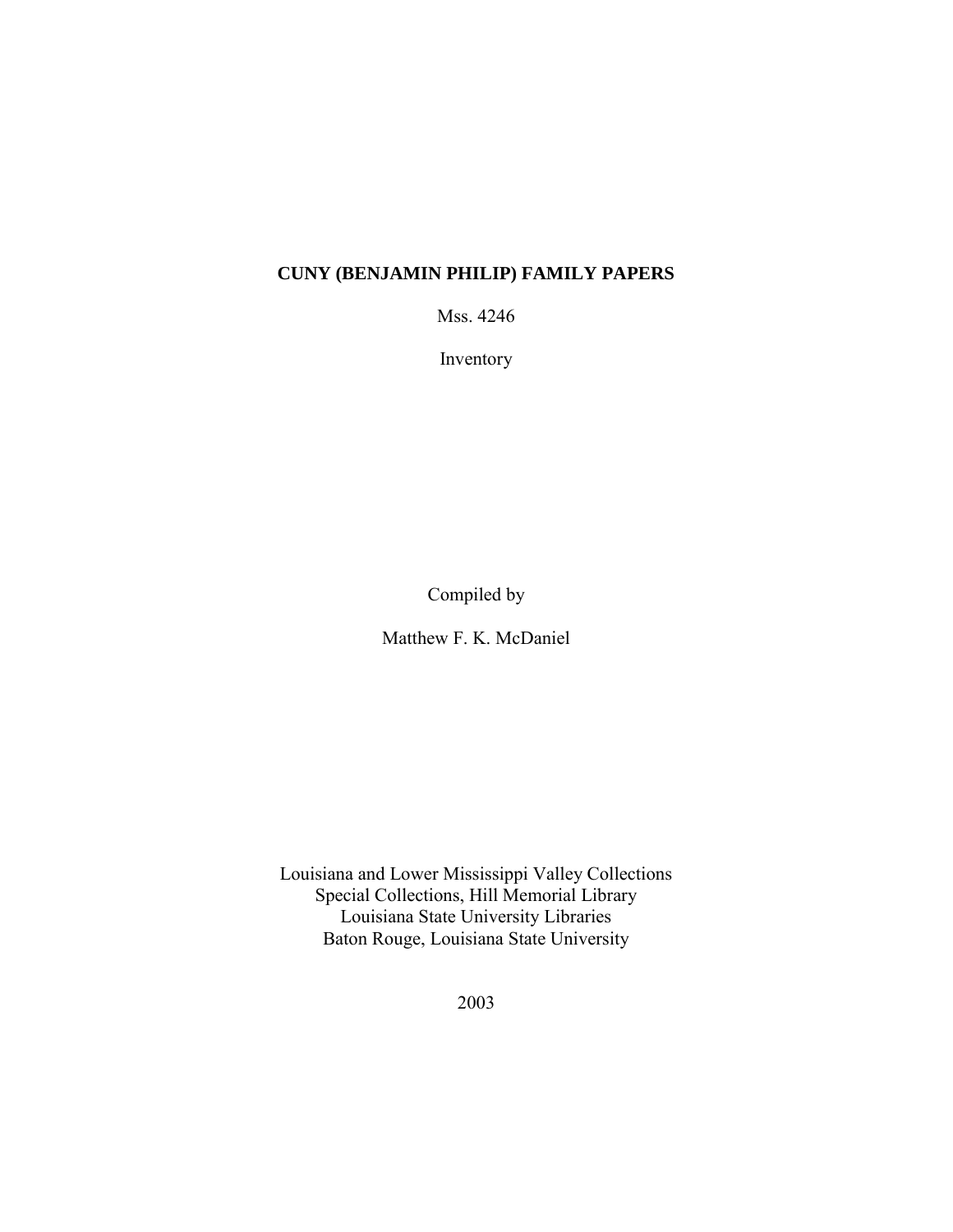# CUNY (BENJAMIN PHILIP) FAMILY PAPERS

Mss. 4246

Inventory

Compiled by

Matthew F. K. McDaniel

Louisiana and Lower Mississippi Valley Collections
Special Collections, Hill Memorial Library
Louisiana State University Libraries
Baton Rouge, Louisiana State University

2003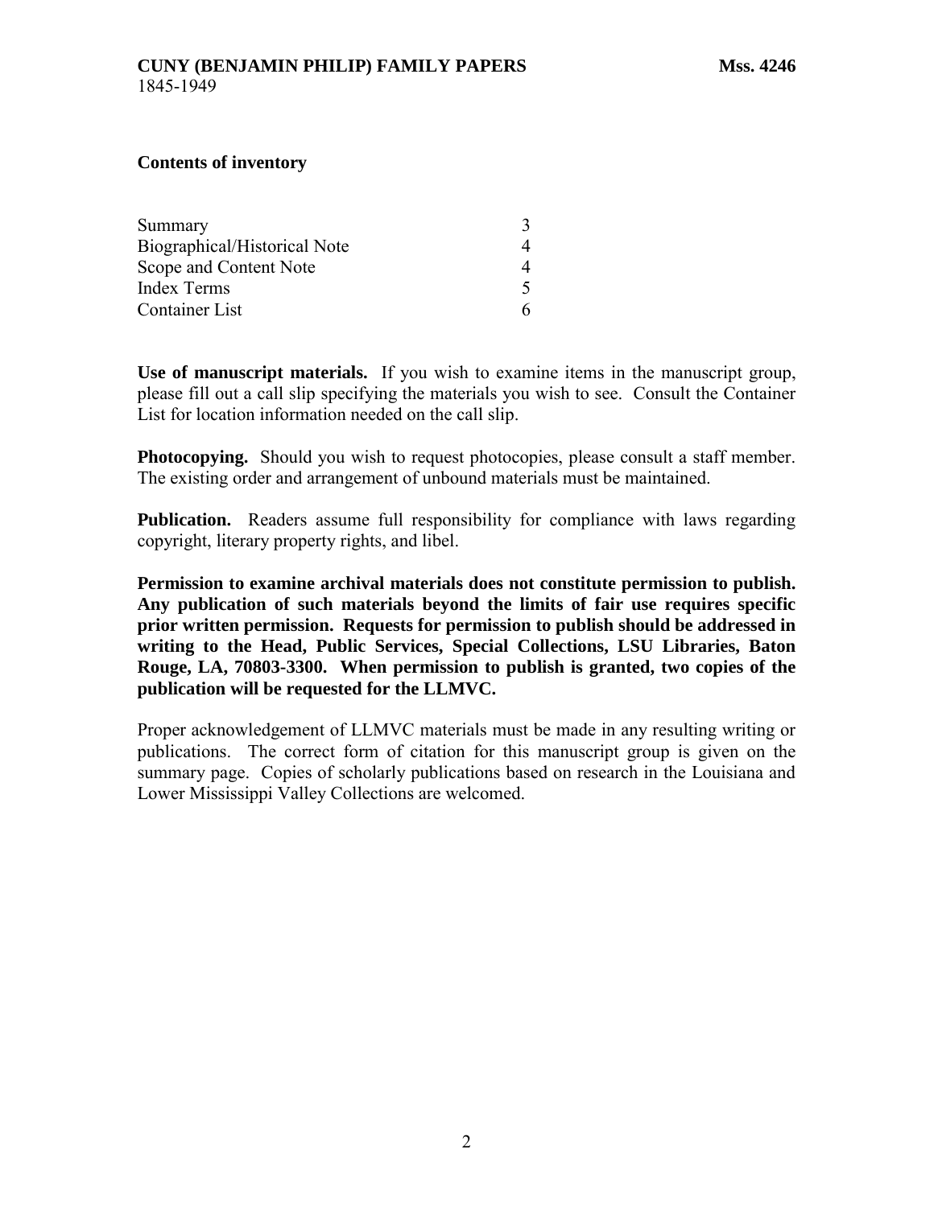**Contents of inventory**

| Summary | 3 |
|---|---|
| Biographical/Historical Note | 4 |
| Scope and Content Note | 4 |
| Index Terms | 5 |
| Container List | 6 |

**Use of manuscript materials.** If you wish to examine items in the manuscript group, please fill out a call slip specifying the materials you wish to see. Consult the Container List for location information needed on the call slip.

**Photocopying.** Should you wish to request photocopies, please consult a staff member. The existing order and arrangement of unbound materials must be maintained.

**Publication.** Readers assume full responsibility for compliance with laws regarding copyright, literary property rights, and libel.

**Permission to examine archival materials does not constitute permission to publish. Any publication of such materials beyond the limits of fair use requires specific prior written permission. Requests for permission to publish should be addressed in writing to the Head, Public Services, Special Collections, LSU Libraries, Baton Rouge, LA, 70803-3300. When permission to publish is granted, two copies of the publication will be requested for the LLMVC.**

Proper acknowledgement of LLMVC materials must be made in any resulting writing or publications. The correct form of citation for this manuscript group is given on the summary page. Copies of scholarly publications based on research in the Louisiana and Lower Mississippi Valley Collections are welcomed.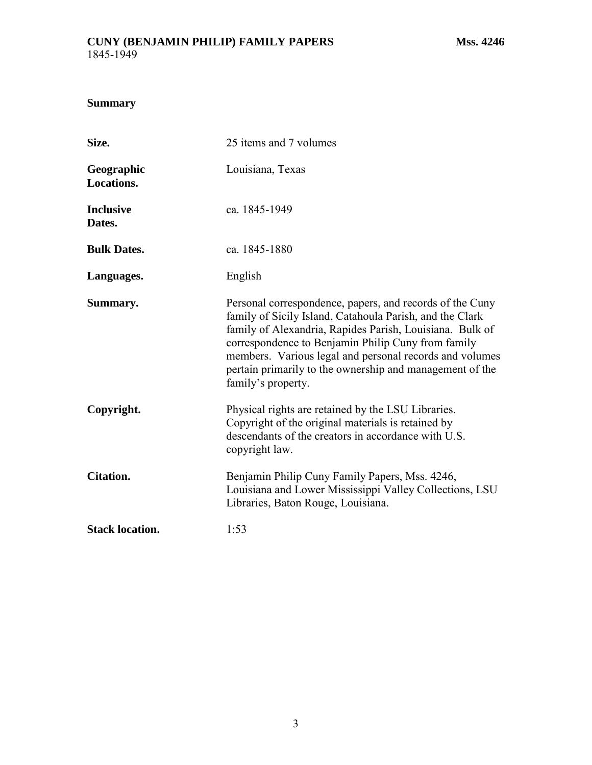# CUNY (BENJAMIN PHILIP) FAMILY PAPERS — Mss. 4246

1845-1949

## Summary

| | |
|---|---|
| **Size.** | 25 items and 7 volumes |
| **Geographic Locations.** | Louisiana, Texas |
| **Inclusive Dates.** | ca. 1845-1949 |
| **Bulk Dates.** | ca. 1845-1880 |
| **Languages.** | English |
| **Summary.** | Personal correspondence, papers, and records of the Cuny family of Sicily Island, Catahoula Parish, and the Clark family of Alexandria, Rapides Parish, Louisiana. Bulk of correspondence to Benjamin Philip Cuny from family members. Various legal and personal records and volumes pertain primarily to the ownership and management of the family's property. |
| **Copyright.** | Physical rights are retained by the LSU Libraries. Copyright of the original materials is retained by descendants of the creators in accordance with U.S. copyright law. |
| **Citation.** | Benjamin Philip Cuny Family Papers, Mss. 4246, Louisiana and Lower Mississippi Valley Collections, LSU Libraries, Baton Rouge, Louisiana. |
| **Stack location.** | 1:53 |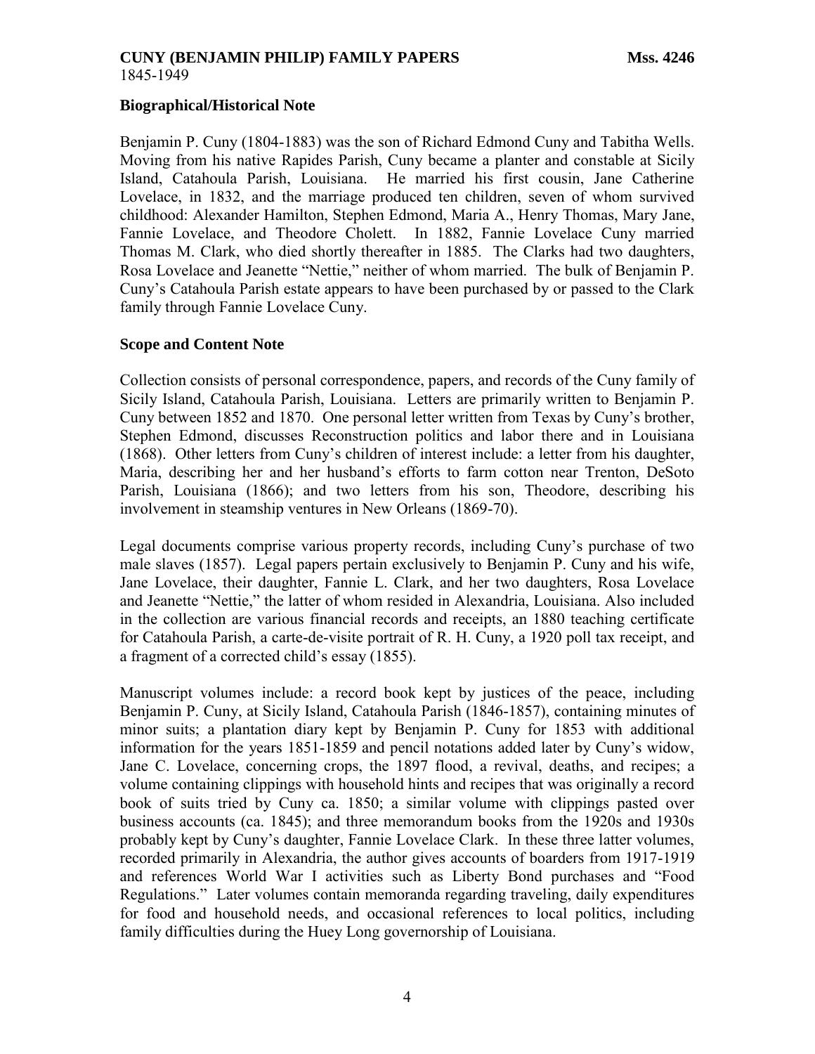**CUNY (BENJAMIN PHILIP) FAMILY PAPERS** **Mss. 4246**
1845-1949

### Biographical/Historical Note

Benjamin P. Cuny (1804-1883) was the son of Richard Edmond Cuny and Tabitha Wells. Moving from his native Rapides Parish, Cuny became a planter and constable at Sicily Island, Catahoula Parish, Louisiana. He married his first cousin, Jane Catherine Lovelace, in 1832, and the marriage produced ten children, seven of whom survived childhood: Alexander Hamilton, Stephen Edmond, Maria A., Henry Thomas, Mary Jane, Fannie Lovelace, and Theodore Cholett. In 1882, Fannie Lovelace Cuny married Thomas M. Clark, who died shortly thereafter in 1885. The Clarks had two daughters, Rosa Lovelace and Jeanette "Nettie," neither of whom married. The bulk of Benjamin P. Cuny's Catahoula Parish estate appears to have been purchased by or passed to the Clark family through Fannie Lovelace Cuny.

### Scope and Content Note

Collection consists of personal correspondence, papers, and records of the Cuny family of Sicily Island, Catahoula Parish, Louisiana. Letters are primarily written to Benjamin P. Cuny between 1852 and 1870. One personal letter written from Texas by Cuny's brother, Stephen Edmond, discusses Reconstruction politics and labor there and in Louisiana (1868). Other letters from Cuny's children of interest include: a letter from his daughter, Maria, describing her and her husband's efforts to farm cotton near Trenton, DeSoto Parish, Louisiana (1866); and two letters from his son, Theodore, describing his involvement in steamship ventures in New Orleans (1869-70).

Legal documents comprise various property records, including Cuny's purchase of two male slaves (1857). Legal papers pertain exclusively to Benjamin P. Cuny and his wife, Jane Lovelace, their daughter, Fannie L. Clark, and her two daughters, Rosa Lovelace and Jeanette "Nettie," the latter of whom resided in Alexandria, Louisiana. Also included in the collection are various financial records and receipts, an 1880 teaching certificate for Catahoula Parish, a carte-de-visite portrait of R. H. Cuny, a 1920 poll tax receipt, and a fragment of a corrected child's essay (1855).

Manuscript volumes include: a record book kept by justices of the peace, including Benjamin P. Cuny, at Sicily Island, Catahoula Parish (1846-1857), containing minutes of minor suits; a plantation diary kept by Benjamin P. Cuny for 1853 with additional information for the years 1851-1859 and pencil notations added later by Cuny's widow, Jane C. Lovelace, concerning crops, the 1897 flood, a revival, deaths, and recipes; a volume containing clippings with household hints and recipes that was originally a record book of suits tried by Cuny ca. 1850; a similar volume with clippings pasted over business accounts (ca. 1845); and three memorandum books from the 1920s and 1930s probably kept by Cuny's daughter, Fannie Lovelace Clark. In these three latter volumes, recorded primarily in Alexandria, the author gives accounts of boarders from 1917-1919 and references World War I activities such as Liberty Bond purchases and "Food Regulations." Later volumes contain memoranda regarding traveling, daily expenditures for food and household needs, and occasional references to local politics, including family difficulties during the Huey Long governorship of Louisiana.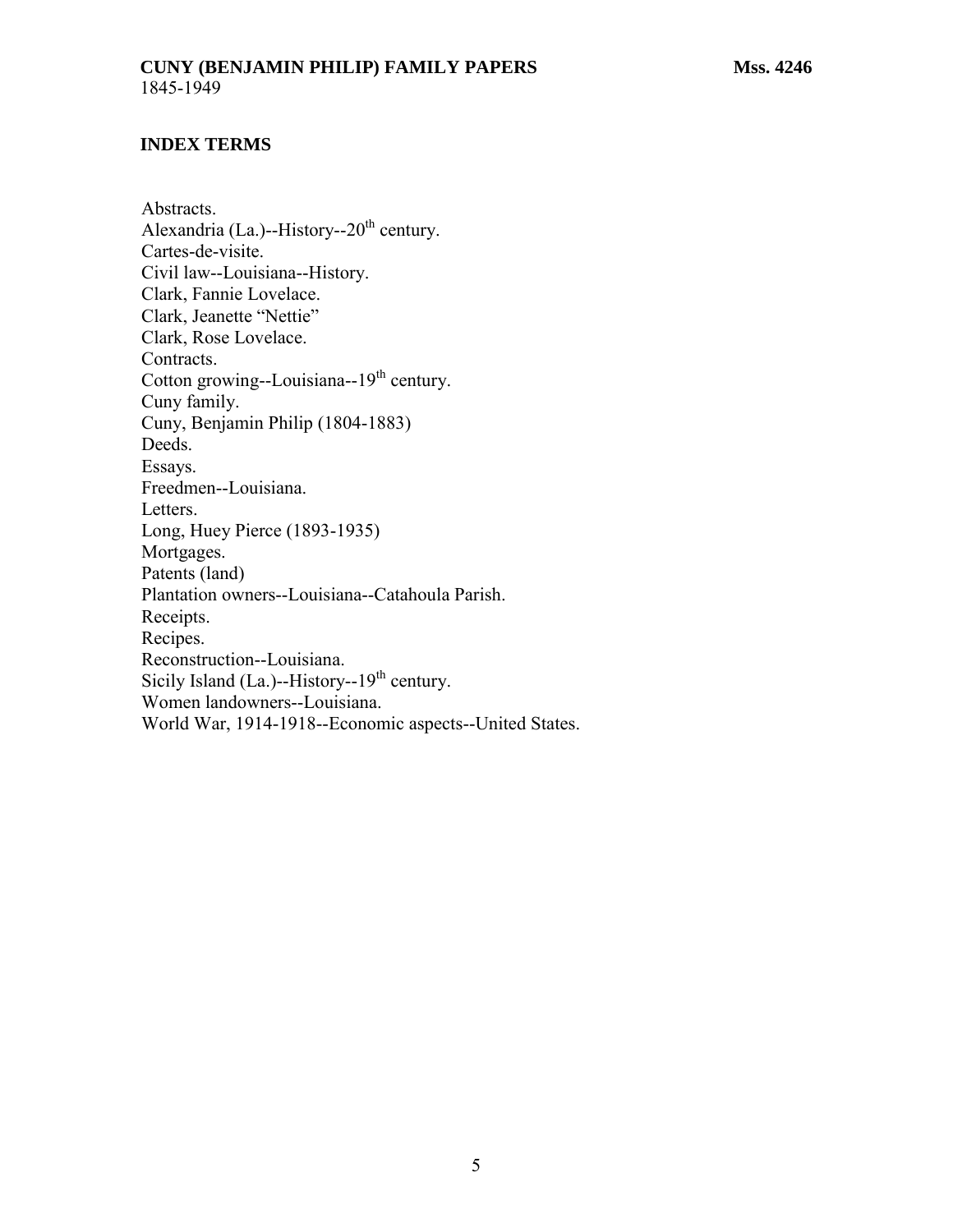## INDEX TERMS

Abstracts.
Alexandria (La.)--History--20th century.
Cartes-de-visite.
Civil law--Louisiana--History.
Clark, Fannie Lovelace.
Clark, Jeanette "Nettie"
Clark, Rose Lovelace.
Contracts.
Cotton growing--Louisiana--19th century.
Cuny family.
Cuny, Benjamin Philip (1804-1883)
Deeds.
Essays.
Freedmen--Louisiana.
Letters.
Long, Huey Pierce (1893-1935)
Mortgages.
Patents (land)
Plantation owners--Louisiana--Catahoula Parish.
Receipts.
Recipes.
Reconstruction--Louisiana.
Sicily Island (La.)--History--19th century.
Women landowners--Louisiana.
World War, 1914-1918--Economic aspects--United States.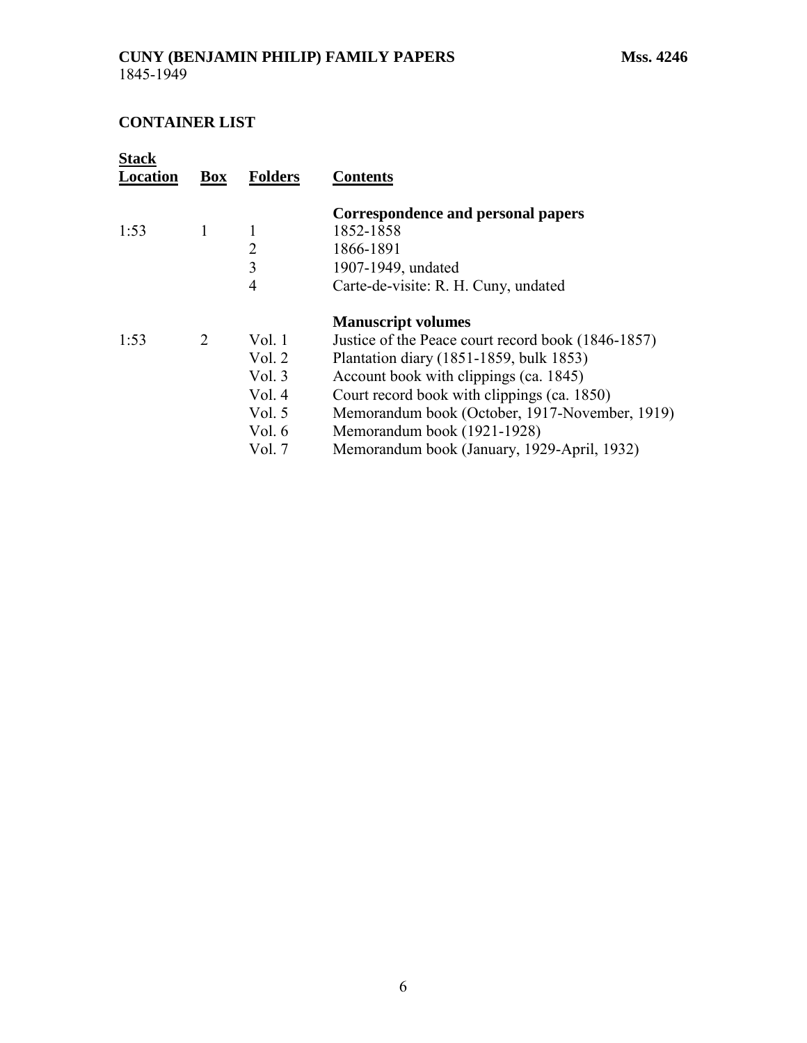**CUNY (BENJAMIN PHILIP) FAMILY PAPERS** **Mss. 4246**
1845-1949

## CONTAINER LIST

| Stack Location | Box | Folders | Contents |
|---|---|---|---|
| | | | **Correspondence and personal papers** |
| 1:53 | 1 | 1 | 1852-1858 |
| | | 2 | 1866-1891 |
| | | 3 | 1907-1949, undated |
| | | 4 | Carte-de-visite: R. H. Cuny, undated |
| | | | **Manuscript volumes** |
| 1:53 | 2 | Vol. 1 | Justice of the Peace court record book (1846-1857) |
| | | Vol. 2 | Plantation diary (1851-1859, bulk 1853) |
| | | Vol. 3 | Account book with clippings (ca. 1845) |
| | | Vol. 4 | Court record book with clippings (ca. 1850) |
| | | Vol. 5 | Memorandum book (October, 1917-November, 1919) |
| | | Vol. 6 | Memorandum book (1921-1928) |
| | | Vol. 7 | Memorandum book (January, 1929-April, 1932) |